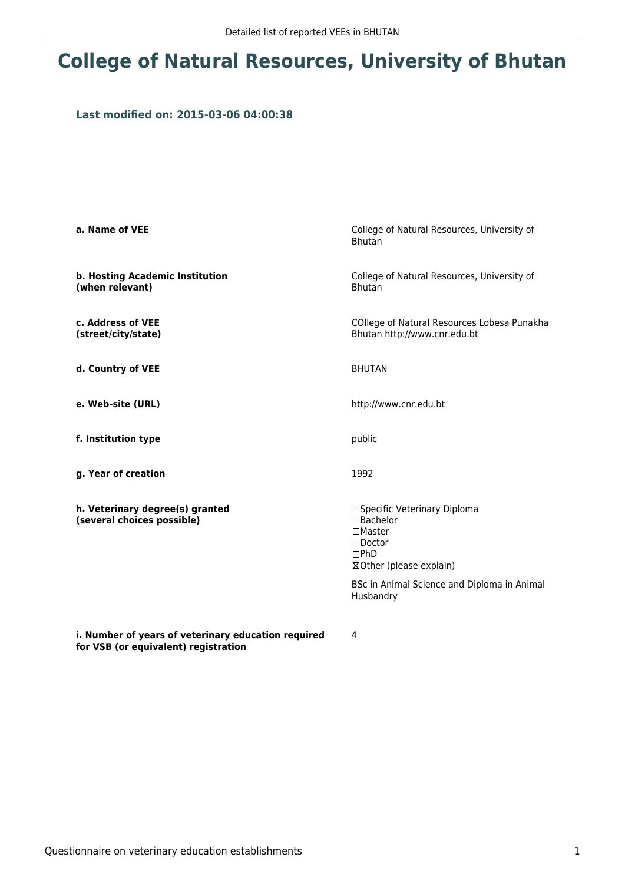# College of Natural Resources, University of Bhutan

### Last modified on: 2015-03-06 04:00:38

| | |
|---|---|
| **a. Name of VEE** | College of Natural Resources, University of Bhutan |
| **b. Hosting Academic Institution (when relevant)** | College of Natural Resources, University of Bhutan |
| **c. Address of VEE (street/city/state)** | COllege of Natural Resources Lobesa Punakha Bhutan http://www.cnr.edu.bt |
| **d. Country of VEE** | BHUTAN |
| **e. Web-site (URL)** | http://www.cnr.edu.bt |
| **f. Institution type** | public |
| **g. Year of creation** | 1992 |
| **h. Veterinary degree(s) granted (several choices possible)** | ☐Specific Veterinary Diploma<br>☐Bachelor<br>☐Master<br>☐Doctor<br>☐PhD<br>☒Other (please explain)<br><br>BSc in Animal Science and Diploma in Animal Husbandry |
| **i. Number of years of veterinary education required for VSB (or equivalent) registration** | 4 |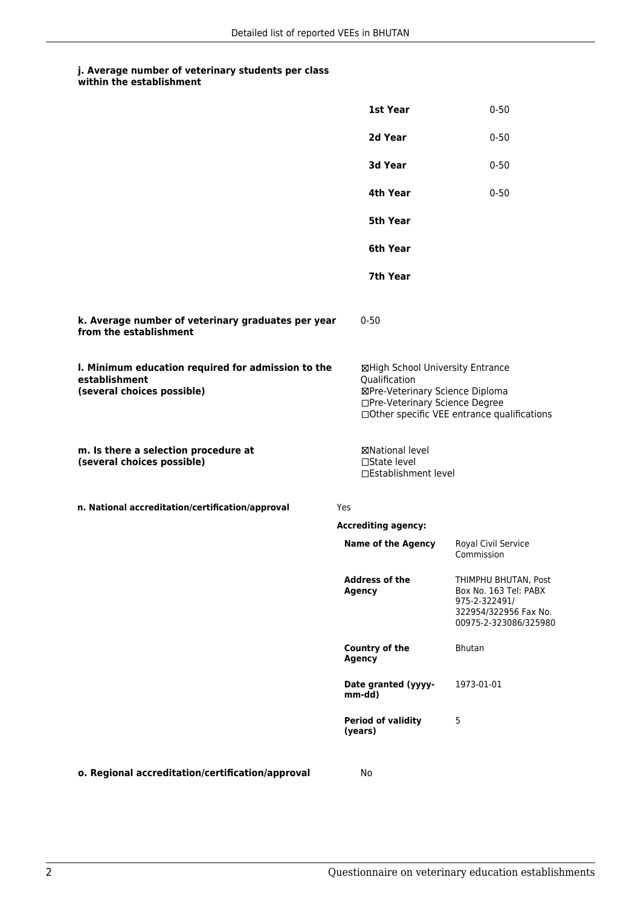**j. Average number of veterinary students per class within the establishment**

| | |
|---|---|
| **1st Year** | 0-50 |
| **2d Year** | 0-50 |
| **3d Year** | 0-50 |
| **4th Year** | 0-50 |
| **5th Year** | |
| **6th Year** | |
| **7th Year** | |

**k. Average number of veterinary graduates per year from the establishment**

0-50

**l. Minimum education required for admission to the establishment (several choices possible)**

☒High School University Entrance Qualification
☒Pre-Veterinary Science Diploma
☐Pre-Veterinary Science Degree
☐Other specific VEE entrance qualifications

**m. Is there a selection procedure at (several choices possible)**

☒National level
☐State level
☐Establishment level

**n. National accreditation/certification/approval**

Yes

**Accrediting agency:**

| | |
|---|---|
| **Name of the Agency** | Royal Civil Service Commission |
| **Address of the Agency** | THIMPHU BHUTAN, Post Box No. 163 Tel: PABX 975-2-322491/ 322954/322956 Fax No. 00975-2-323086/325980 |
| **Country of the Agency** | Bhutan |
| **Date granted (yyyy-mm-dd)** | 1973-01-01 |
| **Period of validity (years)** | 5 |

**o. Regional accreditation/certification/approval**

No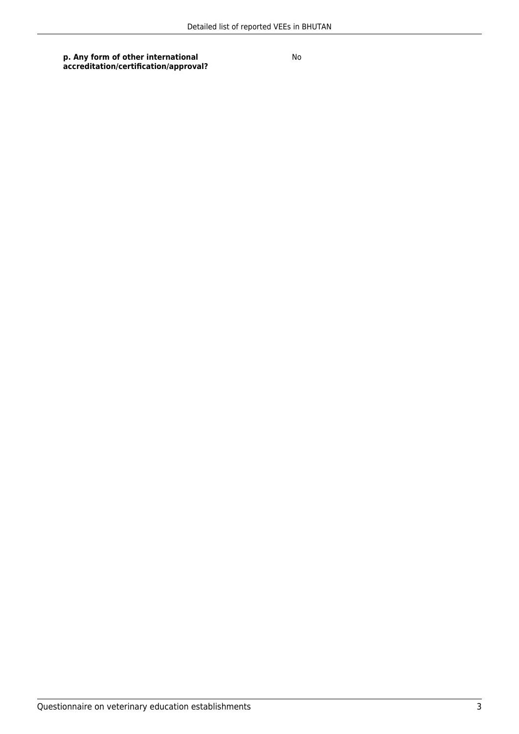| | |
|---|---|
| **p. Any form of other international accreditation/certification/approval?** | No |